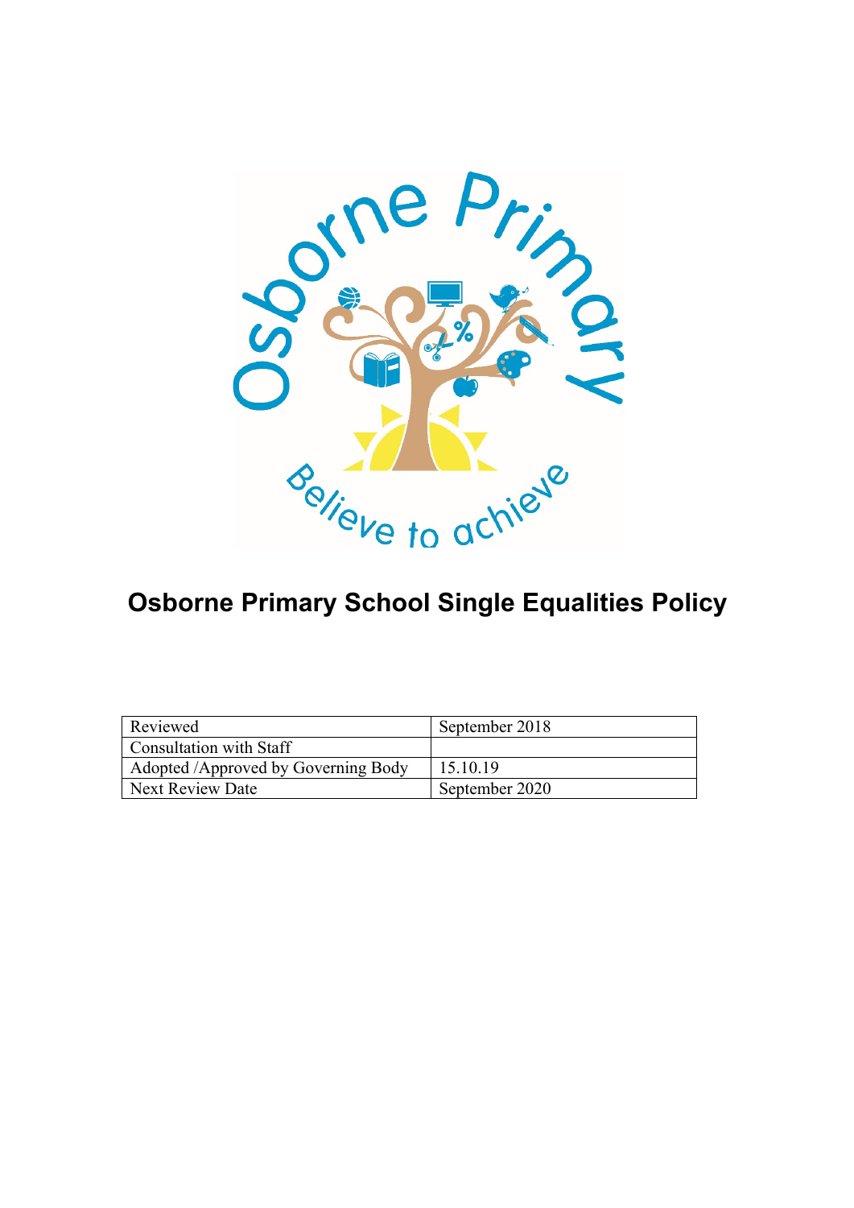# Osborne Primary School Single Equalities Policy

| Reviewed | September 2018 |
| --- | --- |
| Consultation with Staff | |
| Adopted /Approved by Governing Body | 15.10.19 |
| Next Review Date | September 2020 |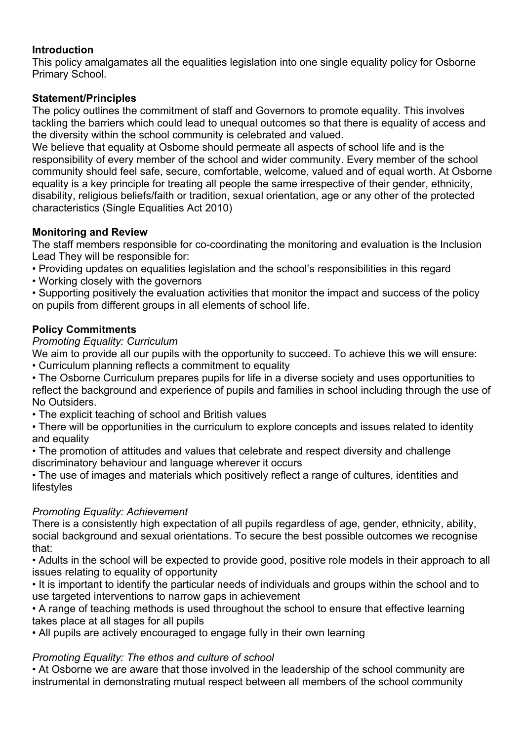**Introduction**

This policy amalgamates all the equalities legislation into one single equality policy for Osborne Primary School.

**Statement/Principles**

The policy outlines the commitment of staff and Governors to promote equality. This involves tackling the barriers which could lead to unequal outcomes so that there is equality of access and the diversity within the school community is celebrated and valued.

We believe that equality at Osborne should permeate all aspects of school life and is the responsibility of every member of the school and wider community. Every member of the school community should feel safe, secure, comfortable, welcome, valued and of equal worth. At Osborne equality is a key principle for treating all people the same irrespective of their gender, ethnicity, disability, religious beliefs/faith or tradition, sexual orientation, age or any other of the protected characteristics (Single Equalities Act 2010)

**Monitoring and Review**

The staff members responsible for co-coordinating the monitoring and evaluation is the Inclusion Lead They will be responsible for:

- Providing updates on equalities legislation and the school's responsibilities in this regard
- Working closely with the governors
- Supporting positively the evaluation activities that monitor the impact and success of the policy on pupils from different groups in all elements of school life.

**Policy Commitments**

*Promoting Equality: Curriculum*

We aim to provide all our pupils with the opportunity to succeed. To achieve this we will ensure:

- Curriculum planning reflects a commitment to equality
- The Osborne Curriculum prepares pupils for life in a diverse society and uses opportunities to reflect the background and experience of pupils and families in school including through the use of No Outsiders.
- The explicit teaching of school and British values
- There will be opportunities in the curriculum to explore concepts and issues related to identity and equality
- The promotion of attitudes and values that celebrate and respect diversity and challenge discriminatory behaviour and language wherever it occurs
- The use of images and materials which positively reflect a range of cultures, identities and lifestyles

*Promoting Equality: Achievement*

There is a consistently high expectation of all pupils regardless of age, gender, ethnicity, ability, social background and sexual orientations. To secure the best possible outcomes we recognise that:

- Adults in the school will be expected to provide good, positive role models in their approach to all issues relating to equality of opportunity
- It is important to identify the particular needs of individuals and groups within the school and to use targeted interventions to narrow gaps in achievement
- A range of teaching methods is used throughout the school to ensure that effective learning takes place at all stages for all pupils
- All pupils are actively encouraged to engage fully in their own learning

*Promoting Equality: The ethos and culture of school*

- At Osborne we are aware that those involved in the leadership of the school community are instrumental in demonstrating mutual respect between all members of the school community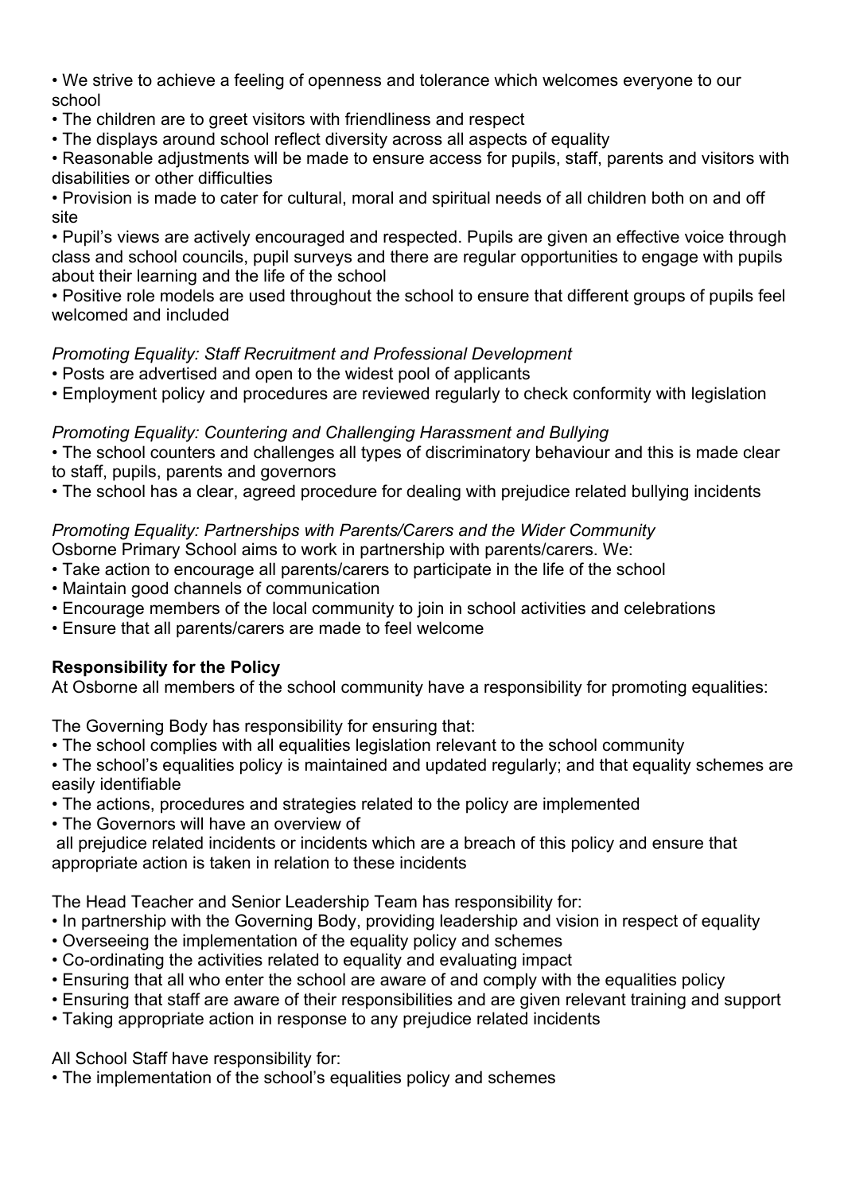- We strive to achieve a feeling of openness and tolerance which welcomes everyone to our school
- The children are to greet visitors with friendliness and respect
- The displays around school reflect diversity across all aspects of equality
- Reasonable adjustments will be made to ensure access for pupils, staff, parents and visitors with disabilities or other difficulties
- Provision is made to cater for cultural, moral and spiritual needs of all children both on and off site
- Pupil's views are actively encouraged and respected. Pupils are given an effective voice through class and school councils, pupil surveys and there are regular opportunities to engage with pupils about their learning and the life of the school
- Positive role models are used throughout the school to ensure that different groups of pupils feel welcomed and included

*Promoting Equality: Staff Recruitment and Professional Development*

- Posts are advertised and open to the widest pool of applicants
- Employment policy and procedures are reviewed regularly to check conformity with legislation

*Promoting Equality: Countering and Challenging Harassment and Bullying*

- The school counters and challenges all types of discriminatory behaviour and this is made clear to staff, pupils, parents and governors
- The school has a clear, agreed procedure for dealing with prejudice related bullying incidents

*Promoting Equality: Partnerships with Parents/Carers and the Wider Community*

Osborne Primary School aims to work in partnership with parents/carers. We:

- Take action to encourage all parents/carers to participate in the life of the school
- Maintain good channels of communication
- Encourage members of the local community to join in school activities and celebrations
- Ensure that all parents/carers are made to feel welcome

**Responsibility for the Policy**

At Osborne all members of the school community have a responsibility for promoting equalities:

The Governing Body has responsibility for ensuring that:

- The school complies with all equalities legislation relevant to the school community
- The school's equalities policy is maintained and updated regularly; and that equality schemes are easily identifiable
- The actions, procedures and strategies related to the policy are implemented
- The Governors will have an overview of all prejudice related incidents or incidents which are a breach of this policy and ensure that appropriate action is taken in relation to these incidents

The Head Teacher and Senior Leadership Team has responsibility for:

- In partnership with the Governing Body, providing leadership and vision in respect of equality
- Overseeing the implementation of the equality policy and schemes
- Co-ordinating the activities related to equality and evaluating impact
- Ensuring that all who enter the school are aware of and comply with the equalities policy
- Ensuring that staff are aware of their responsibilities and are given relevant training and support
- Taking appropriate action in response to any prejudice related incidents

All School Staff have responsibility for:

- The implementation of the school's equalities policy and schemes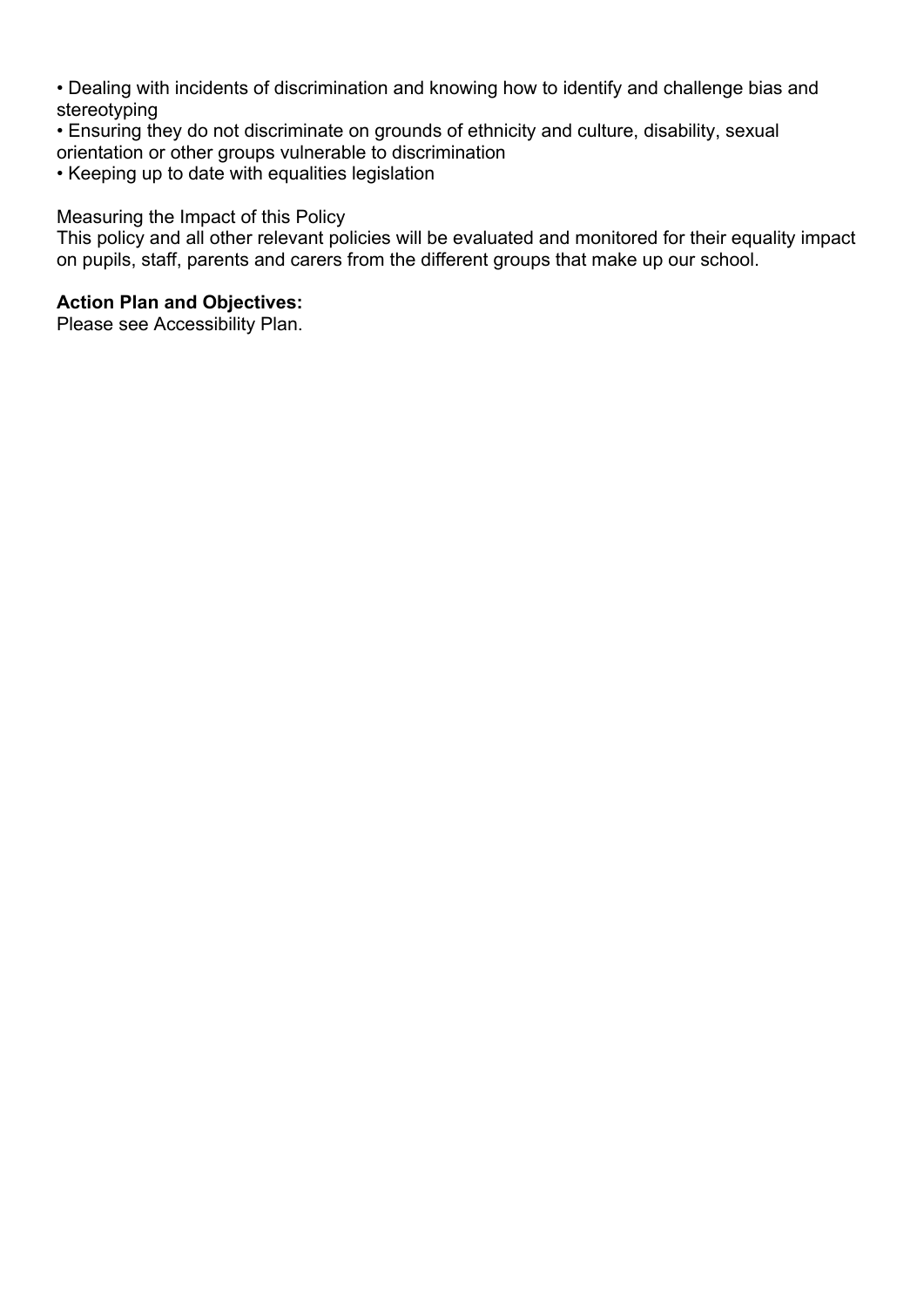- Dealing with incidents of discrimination and knowing how to identify and challenge bias and stereotyping
- Ensuring they do not discriminate on grounds of ethnicity and culture, disability, sexual orientation or other groups vulnerable to discrimination
- Keeping up to date with equalities legislation

Measuring the Impact of this Policy

This policy and all other relevant policies will be evaluated and monitored for their equality impact on pupils, staff, parents and carers from the different groups that make up our school.

**Action Plan and Objectives:**

Please see Accessibility Plan.